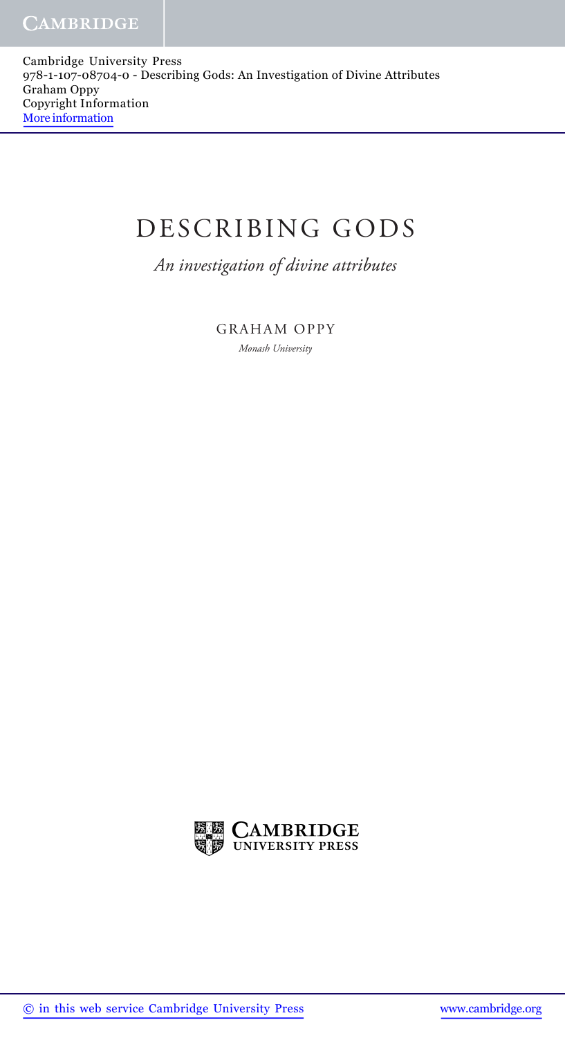# DESCRIBING GODS

*An investigation of divine attributes*

GRAHAM OPPY

*Monash University*

CAMBRIDGE UNIVERSITY PRESS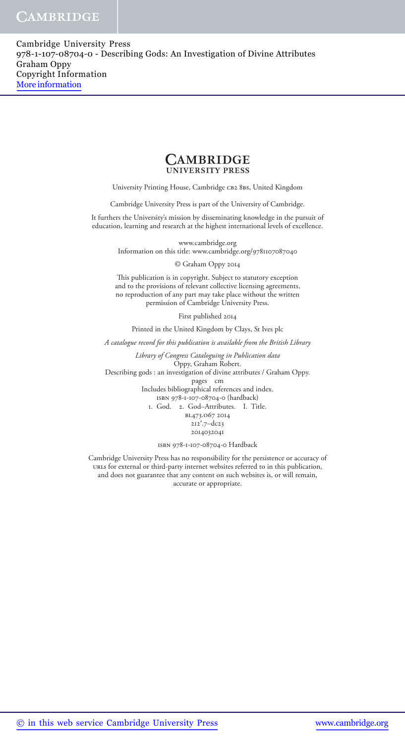Cambridge University Press
978-1-107-08704-0 - Describing Gods: An Investigation of Divine Attributes
Graham Oppy
Copyright Information
More information

**CAMBRIDGE**
**UNIVERSITY PRESS**

University Printing House, Cambridge CB2 8BS, United Kingdom

Cambridge University Press is part of the University of Cambridge.

It furthers the University's mission by disseminating knowledge in the pursuit of education, learning and research at the highest international levels of excellence.

www.cambridge.org
Information on this title: www.cambridge.org/9781107087040

© Graham Oppy 2014

This publication is in copyright. Subject to statutory exception and to the provisions of relevant collective licensing agreements, no reproduction of any part may take place without the written permission of Cambridge University Press.

First published 2014

Printed in the United Kingdom by Clays, St Ives plc

*A catalogue record for this publication is available from the British Library*

*Library of Congress Cataloguing in Publication data*
Oppy, Graham Robert.
Describing gods : an investigation of divine attributes / Graham Oppy.
pages cm
Includes bibliographical references and index.
ISBN 978-1-107-08704-0 (hardback)
1. God. 2. God–Attributes. I. Title.
BL473.067 2014
212′.7–dc23
2014032041

ISBN 978-1-107-08704-0 Hardback

Cambridge University Press has no responsibility for the persistence or accuracy of URLs for external or third-party internet websites referred to in this publication, and does not guarantee that any content on such websites is, or will remain, accurate or appropriate.